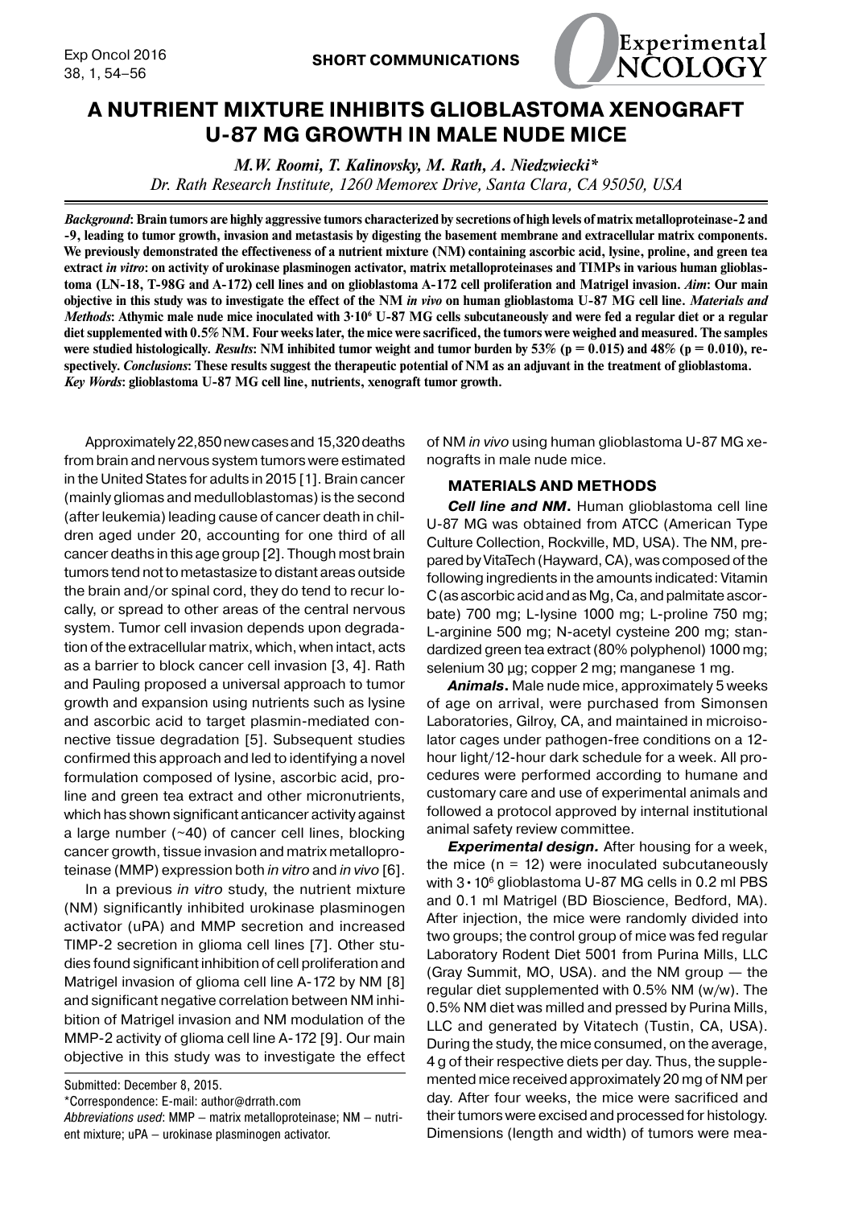# A NUTRIENT MIXTURE INHIBITS GLIOBLASTOMA XENOGRAFT U-87 MG GROWTH IN MALE NUDE MICE

*M.W. Roomi, T. Kalinovsky, M. Rath, A. Niedzwiecki\**

*Dr. Rath Research Institute, 1260 Memorex Drive, Santa Clara, CA 95050, USA*

***Background*: Brain tumors are highly aggressive tumors characterized by secretions of high levels of matrix metalloproteinase-2 and -9, leading to tumor growth, invasion and metastasis by digesting the basement membrane and extracellular matrix components. We previously demonstrated the effectiveness of a nutrient mixture (NM) containing ascorbic acid, lysine, proline, and green tea extract *in vitro*: on activity of urokinase plasminogen activator, matrix metalloproteinases and TIMPs in various human glioblastoma (LN-18, T-98G and A-172) cell lines and on glioblastoma A-172 cell proliferation and Matrigel invasion. *Aim*: Our main objective in this study was to investigate the effect of the NM *in vivo* on human glioblastoma U-87 MG cell line. *Materials and Methods*: Athymic male nude mice inoculated with $3 \cdot 10^6$ U-87 MG cells subcutaneously and were fed a regular diet or a regular diet supplemented with 0.5% NM. Four weeks later, the mice were sacrificed, the tumors were weighed and measured. The samples were studied histologically. *Results*: NM inhibited tumor weight and tumor burden by 53% ($p = 0.015$) and 48% ($p = 0.010$), respectively. *Conclusions*: These results suggest the therapeutic potential of NM as an adjuvant in the treatment of glioblastoma.**

***Key Words*: glioblastoma U-87 MG cell line, nutrients, xenograft tumor growth.**

Approximately 22,850 new cases and 15,320 deaths from brain and nervous system tumors were estimated in the United States for adults in 2015 [1]. Brain cancer (mainly gliomas and medulloblastomas) is the second (after leukemia) leading cause of cancer death in children aged under 20, accounting for one third of all cancer deaths in this age group [2]. Though most brain tumors tend not to metastasize to distant areas outside the brain and/or spinal cord, they do tend to recur locally, or spread to other areas of the central nervous system. Tumor cell invasion depends upon degradation of the extracellular matrix, which, when intact, acts as a barrier to block cancer cell invasion [3, 4]. Rath and Pauling proposed a universal approach to tumor growth and expansion using nutrients such as lysine and ascorbic acid to target plasmin-mediated connective tissue degradation [5]. Subsequent studies confirmed this approach and led to identifying a novel formulation composed of lysine, ascorbic acid, proline and green tea extract and other micronutrients, which has shown significant anticancer activity against a large number (~40) of cancer cell lines, blocking cancer growth, tissue invasion and matrix metalloproteinase (MMP) expression both *in vitro* and *in vivo* [6].

In a previous *in vitro* study, the nutrient mixture (NM) significantly inhibited urokinase plasminogen activator (uPA) and MMP secretion and increased TIMP-2 secretion in glioma cell lines [7]. Other studies found significant inhibition of cell proliferation and Matrigel invasion of glioma cell line A-172 by NM [8] and significant negative correlation between NM inhibition of Matrigel invasion and NM modulation of the MMP-2 activity of glioma cell line A-172 [9]. Our main objective in this study was to investigate the effect of NM *in vivo* using human glioblastoma U-87 MG xenografts in male nude mice.

## MATERIALS AND METHODS

***Cell line and NM.*** Human glioblastoma cell line U-87 MG was obtained from ATCC (American Type Culture Collection, Rockville, MD, USA). The NM, prepared by VitaTech (Hayward, CA), was composed of the following ingredients in the amounts indicated: Vitamin C (as ascorbic acid and as Mg, Ca, and palmitate ascorbate) 700 mg; L-lysine 1000 mg; L-proline 750 mg; L-arginine 500 mg; N-acetyl cysteine 200 mg; standardized green tea extract (80% polyphenol) 1000 mg; selenium 30 µg; copper 2 mg; manganese 1 mg.

***Animals.*** Male nude mice, approximately 5 weeks of age on arrival, were purchased from Simonsen Laboratories, Gilroy, CA, and maintained in microisolator cages under pathogen-free conditions on a 12-hour light/12-hour dark schedule for a week. All procedures were performed according to humane and customary care and use of experimental animals and followed a protocol approved by internal institutional animal safety review committee.

***Experimental design.*** After housing for a week, the mice ($n = 12$) were inoculated subcutaneously with $3 \cdot 10^6$ glioblastoma U-87 MG cells in 0.2 ml PBS and 0.1 ml Matrigel (BD Bioscience, Bedford, MA). After injection, the mice were randomly divided into two groups; the control group of mice was fed regular Laboratory Rodent Diet 5001 from Purina Mills, LLC (Gray Summit, MO, USA). and the NM group — the regular diet supplemented with 0.5% NM (w/w). The 0.5% NM diet was milled and pressed by Purina Mills, LLC and generated by Vitatech (Tustin, CA, USA). During the study, the mice consumed, on the average, 4 g of their respective diets per day. Thus, the supplemented mice received approximately 20 mg of NM per day. After four weeks, the mice were sacrificed and their tumors were excised and processed for histology. Dimensions (length and width) of tumors were mea-

Submitted: December 8, 2015.

\*Correspondence: E-mail: author@drrath.com

*Abbreviations used*: MMP – matrix metalloproteinase; NM – nutrient mixture; uPA – urokinase plasminogen activator.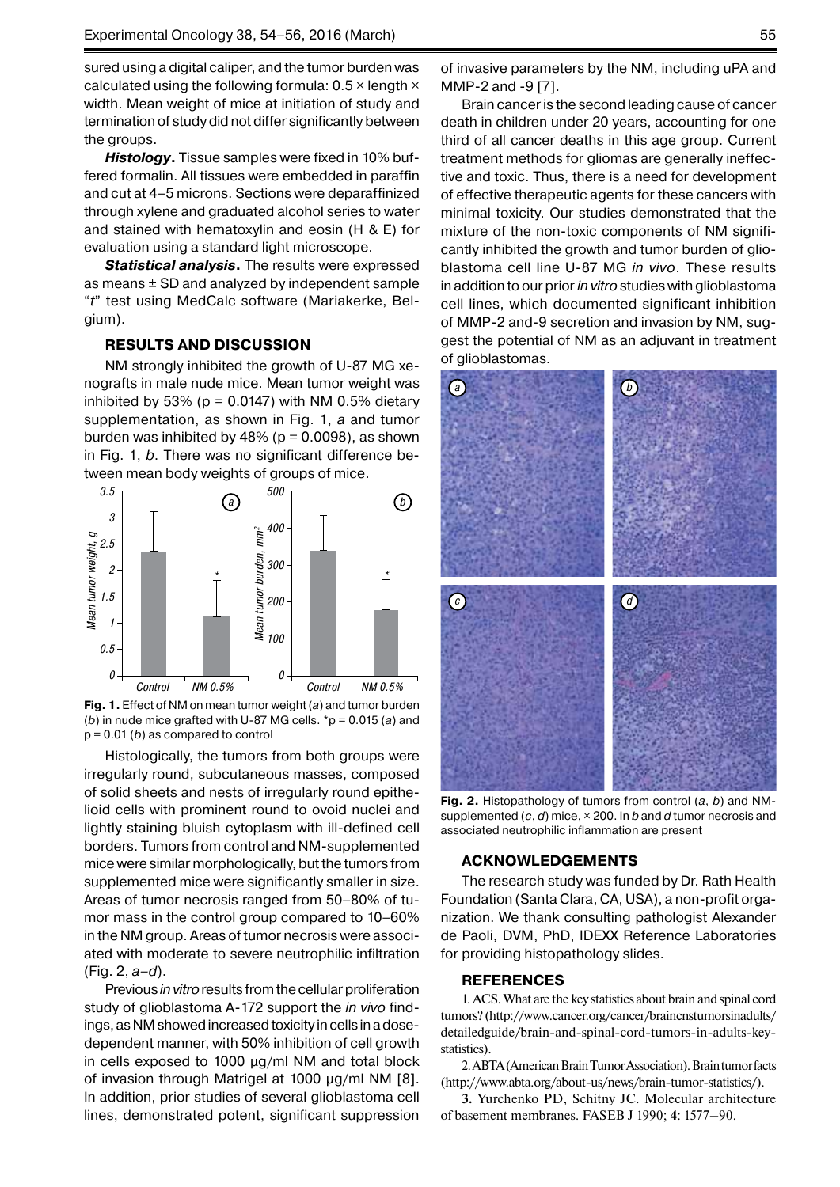sured using a digital caliper, and the tumor burden was calculated using the following formula: 0.5 × length × width. Mean weight of mice at initiation of study and termination of study did not differ significantly between the groups.

***Histology*.** Tissue samples were fixed in 10% buffered formalin. All tissues were embedded in paraffin and cut at 4–5 microns. Sections were deparaffinized through xylene and graduated alcohol series to water and stained with hematoxylin and eosin (H & E) for evaluation using a standard light microscope.

***Statistical analysis*.** The results were expressed as means ± SD and analyzed by independent sample "*t*" test using MedCalc software (Mariakerke, Belgium).

## RESULTS AND DISCUSSION

NM strongly inhibited the growth of U-87 MG xenografts in male nude mice. Mean tumor weight was inhibited by 53% ($p = 0.0147$) with NM 0.5% dietary supplementation, as shown in Fig. 1, *a* and tumor burden was inhibited by 48% ($p = 0.0098$), as shown in Fig. 1, *b*. There was no significant difference between mean body weights of groups of mice.

**Fig. 1.** Effect of NM on mean tumor weight (*a*) and tumor burden (*b*) in nude mice grafted with U-87 MG cells. *$p = 0.015$ (*a*) and $p = 0.01$ (*b*) as compared to control

Histologically, the tumors from both groups were irregularly round, subcutaneous masses, composed of solid sheets and nests of irregularly round epithelioid cells with prominent round to ovoid nuclei and lightly staining bluish cytoplasm with ill-defined cell borders. Tumors from control and NM-supplemented mice were similar morphologically, but the tumors from supplemented mice were significantly smaller in size. Areas of tumor necrosis ranged from 50–80% of tumor mass in the control group compared to 10–60% in the NM group. Areas of tumor necrosis were associated with moderate to severe neutrophilic infiltration (Fig. 2, *a*–*d*).

Previous *in vitro* results from the cellular proliferation study of glioblastoma A-172 support the *in vivo* findings, as NM showed increased toxicity in cells in a dose-dependent manner, with 50% inhibition of cell growth in cells exposed to 1000 µg/ml NM and total block of invasion through Matrigel at 1000 µg/ml NM [8]. In addition, prior studies of several glioblastoma cell lines, demonstrated potent, significant suppression of invasive parameters by the NM, including uPA and MMP-2 and -9 [7].

Brain cancer is the second leading cause of cancer death in children under 20 years, accounting for one third of all cancer deaths in this age group. Current treatment methods for gliomas are generally ineffective and toxic. Thus, there is a need for development of effective therapeutic agents for these cancers with minimal toxicity. Our studies demonstrated that the mixture of the non-toxic components of NM significantly inhibited the growth and tumor burden of glioblastoma cell line U-87 MG *in vivo*. These results in addition to our prior *in vitro* studies with glioblastoma cell lines, which documented significant inhibition of MMP-2 and-9 secretion and invasion by NM, suggest the potential of NM as an adjuvant in treatment of glioblastomas.

**Fig. 2.** Histopathology of tumors from control (*a*, *b*) and NM-supplemented (*c*, *d*) mice, × 200. In *b* and *d* tumor necrosis and associated neutrophilic inflammation are present

## ACKNOWLEDGEMENTS

The research study was funded by Dr. Rath Health Foundation (Santa Clara, CA, USA), a non-profit organization. We thank consulting pathologist Alexander de Paoli, DVM, PhD, IDEXX Reference Laboratories for providing histopathology slides.

## REFERENCES

1. ACS. What are the key statistics about brain and spinal cord tumors? (http://www.cancer.org/cancer/braincnstumorsinadults/detailedguide/brain-and-spinal-cord-tumors-in-adults-key-statistics).

2. ABTA (American Brain Tumor Association). Brain tumor facts (http://www.abta.org/about-us/news/brain-tumor-statistics/).

**3.** Yurchenko PD, Schitny JC. Molecular architecture of basement membranes. FASEB J 1990; **4**: 1577–90.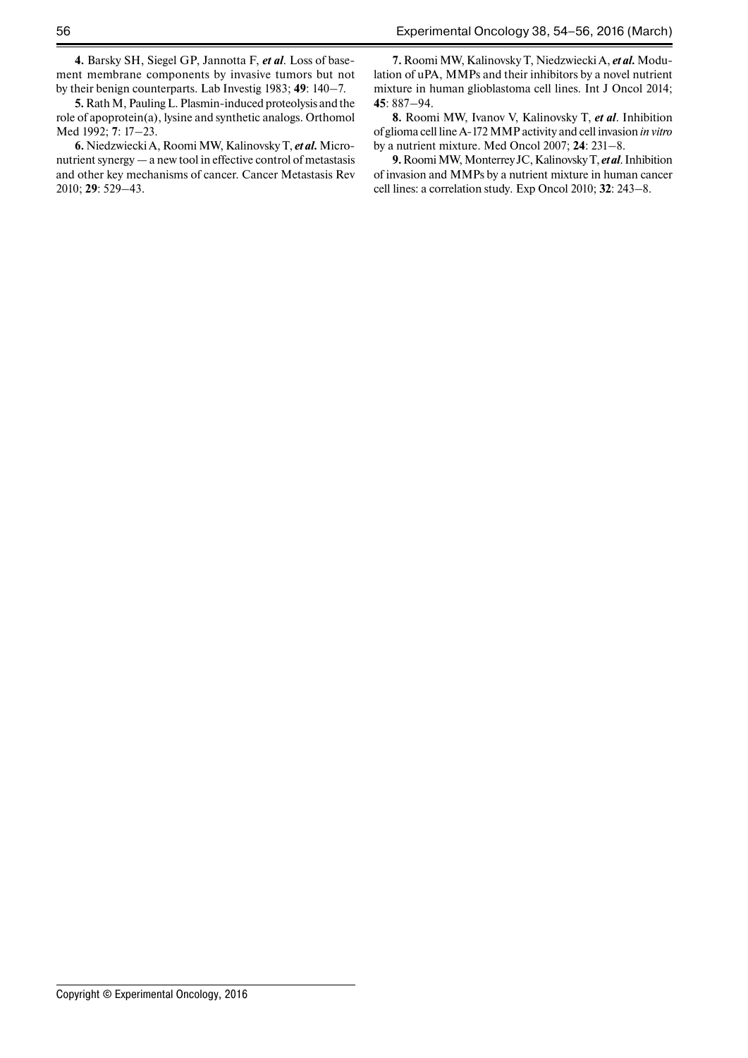**4.** Barsky SH, Siegel GP, Jannotta F, *et al*. Loss of basement membrane components by invasive tumors but not by their benign counterparts. Lab Investig 1983; **49**: 140–7.

**5.** Rath M, Pauling L. Plasmin-induced proteolysis and the role of apoprotein(a), lysine and synthetic analogs. Orthomol Med 1992; **7**: 17–23.

**6.** Niedzwiecki A, Roomi MW, Kalinovsky T, *et al.* Micronutrient synergy — a new tool in effective control of metastasis and other key mechanisms of cancer. Cancer Metastasis Rev 2010; **29**: 529–43.

**7.** Roomi MW, Kalinovsky T, Niedzwiecki A, *et al.* Modulation of uPA, MMPs and their inhibitors by a novel nutrient mixture in human glioblastoma cell lines. Int J Oncol 2014; **45**: 887–94.

**8.** Roomi MW, Ivanov V, Kalinovsky T, *et al*. Inhibition of glioma cell line A-172 MMP activity and cell invasion *in vitro* by a nutrient mixture. Med Oncol 2007; **24**: 231–8.

**9.** Roomi MW, Monterrey JC, Kalinovsky T, *et al*. Inhibition of invasion and MMPs by a nutrient mixture in human cancer cell lines: a correlation study. Exp Oncol 2010; **32**: 243–8.

Copyright © Experimental Oncology, 2016